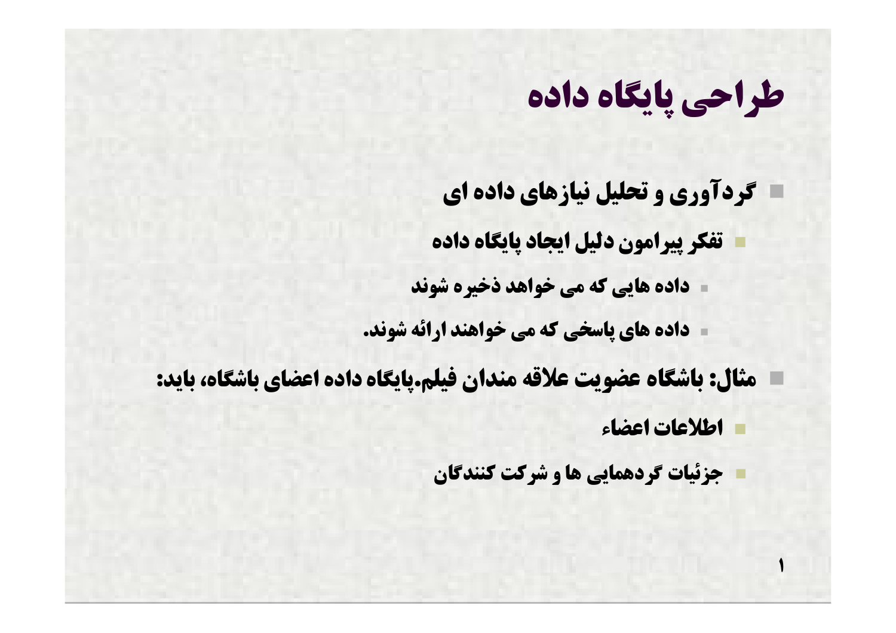# طراحی پایگاه داده

- **گردآوری و تحلیل نیازهای داده ای**
  - **تفکر پیرامون دلیل ایجاد پایگاه داده**
    - **داده هایی که می خواهد ذخیره شوند**
    - **داده های پاسخی که می خواهند ارائه شوند.**
- **مثال: باشگاه عضویت علاقه مندان فیلم.پایگاه داده اعضای باشگاه، باید:**
  - **اطلاعات اعضاء**
  - **جزئیات گردهمایی ها و شرکت کنندگان**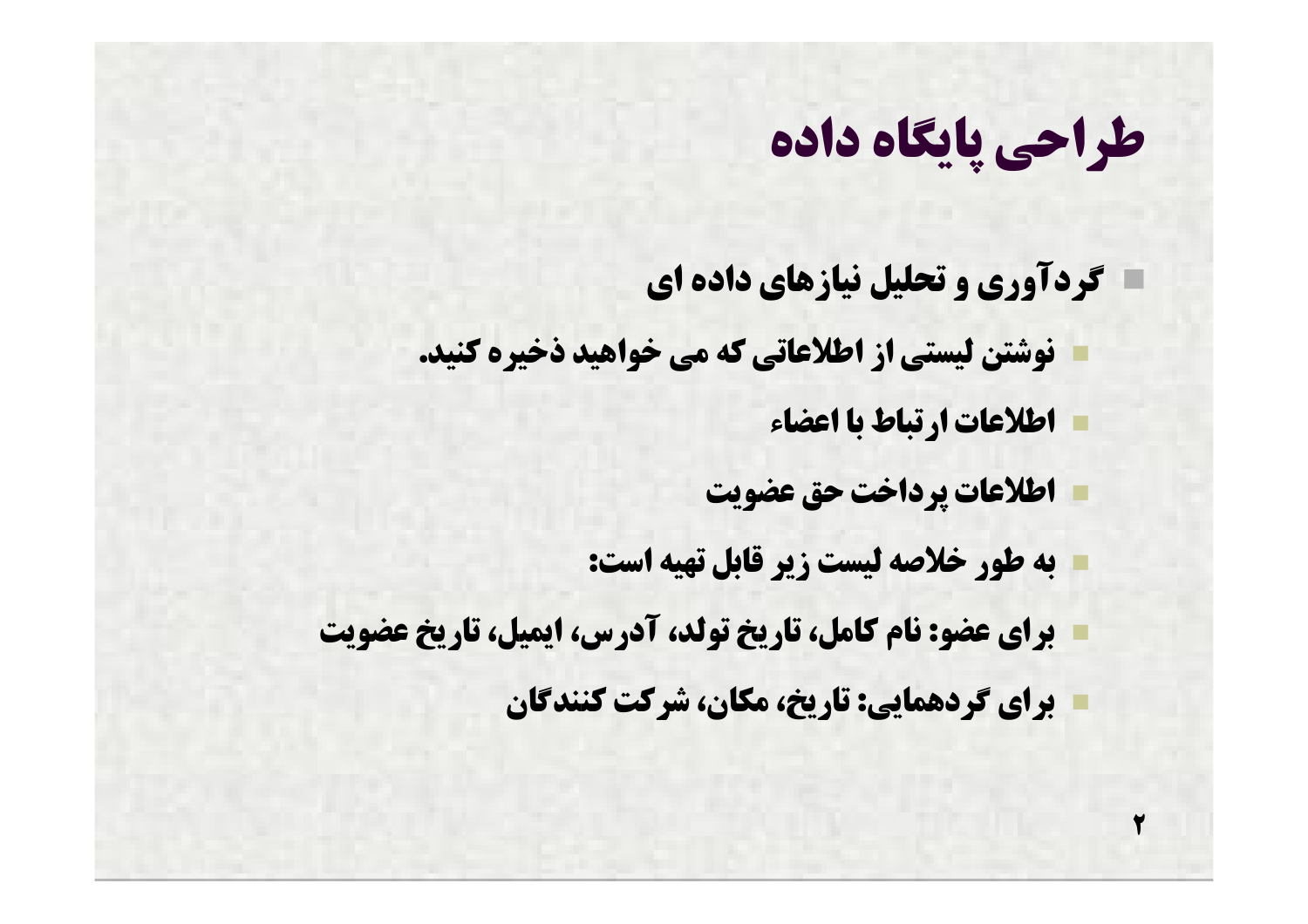# طراحی پایگاه داده

- گردآوری و تحلیل نیازهای داده ای
  - نوشتن لیستی از اطلاعاتی که می خواهید ذخیره کنید.
  - اطلاعات ارتباط با اعضاء
  - اطلاعات پرداخت حق عضویت
  - به طور خلاصه لیست زیر قابل تهیه است:
  - برای عضو: نام کامل، تاریخ تولد، آدرس، ایمیل، تاریخ عضویت
  - برای گردهمایی: تاریخ، مکان، شرکت کنندگان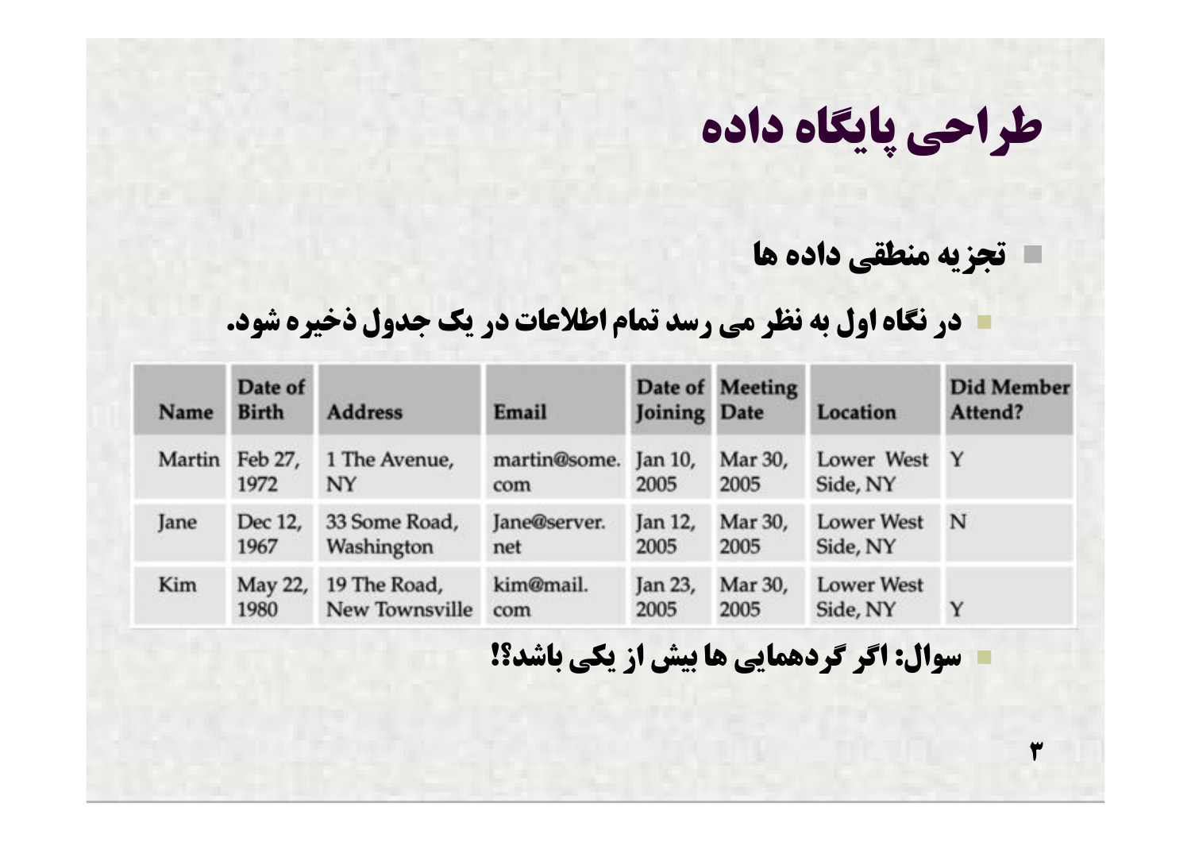# طراحی پایگاه داده

- **تجزیه منطقی داده ها**
  - **در نگاه اول به نظر می رسد تمام اطلاعات در یک جدول ذخیره شود.**

| Name | Date of Birth | Address | Email | Date of Joining | Meeting Date | Location | Did Member Attend? |
|---|---|---|---|---|---|---|---|
| Martin | Feb 27, 1972 | 1 The Avenue, NY | martin@some.com | Jan 10, 2005 | Mar 30, 2005 | Lower West Side, NY | Y |
| Jane | Dec 12, 1967 | 33 Some Road, Washington | Jane@server.net | Jan 12, 2005 | Mar 30, 2005 | Lower West Side, NY | N |
| Kim | May 22, 1980 | 19 The Road, New Townsville | kim@mail.com | Jan 23, 2005 | Mar 30, 2005 | Lower West Side, NY | Y |

  - **سوال: اگر گردهمایی ها بیش از یکی باشد؟!**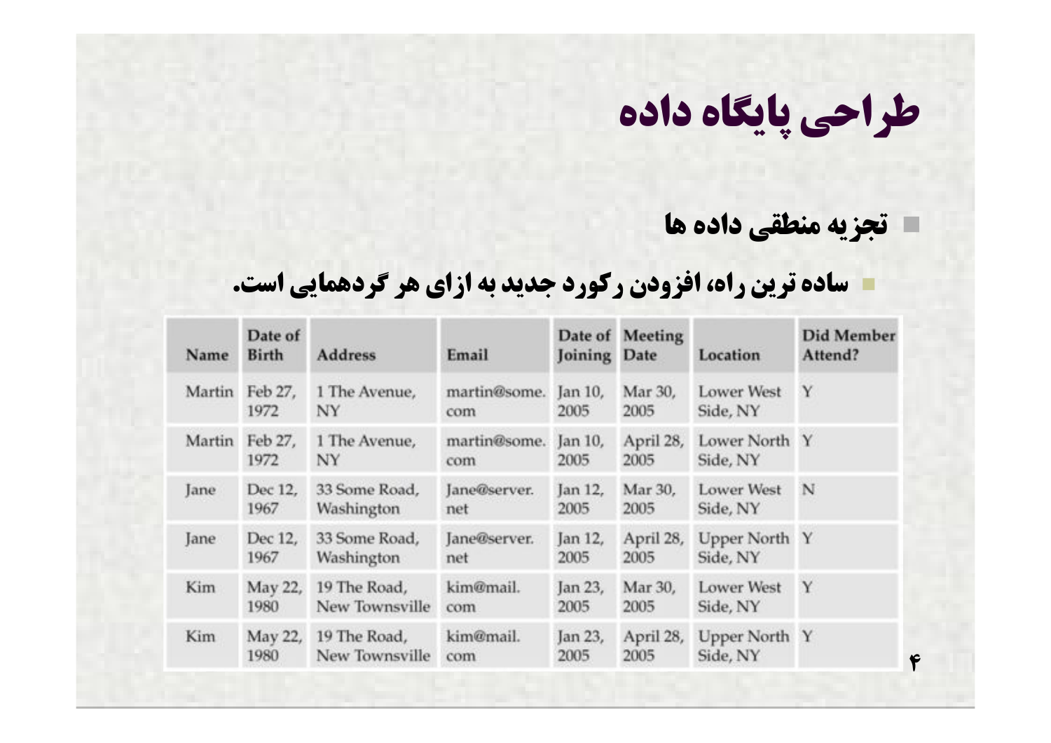# طراحی پایگاه داده

- **تجزیه منطقی داده ها**
  - **ساده ترین راه، افزودن رکورد جدید به ازای هر گردهمایی است.**

| Name | Date of Birth | Address | Email | Date of Joining | Meeting Date | Location | Did Member Attend? |
|---|---|---|---|---|---|---|---|
| Martin | Feb 27, 1972 | 1 The Avenue, NY | martin@some.com | Jan 10, 2005 | Mar 30, 2005 | Lower West Side, NY | Y |
| Martin | Feb 27, 1972 | 1 The Avenue, NY | martin@some.com | Jan 10, 2005 | April 28, 2005 | Lower North Side, NY | Y |
| Jane | Dec 12, 1967 | 33 Some Road, Washington | Jane@server.net | Jan 12, 2005 | Mar 30, 2005 | Lower West Side, NY | N |
| Jane | Dec 12, 1967 | 33 Some Road, Washington | Jane@server.net | Jan 12, 2005 | April 28, 2005 | Upper North Side, NY | Y |
| Kim | May 22, 1980 | 19 The Road, New Townsville | kim@mail.com | Jan 23, 2005 | Mar 30, 2005 | Lower West Side, NY | Y |
| Kim | May 22, 1980 | 19 The Road, New Townsville | kim@mail.com | Jan 23, 2005 | April 28, 2005 | Upper North Side, NY | Y |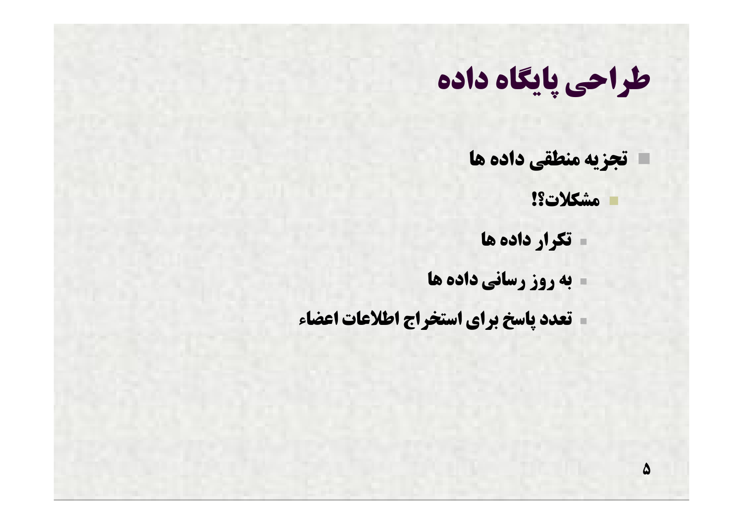# طراحی پایگاه داده

- تجزیه منطقی داده ها
  - مشکلات؟!
    - تکرار داده ها
    - به روز رسانی داده ها
    - تعدد پاسخ برای استخراج اطلاعات اعضاء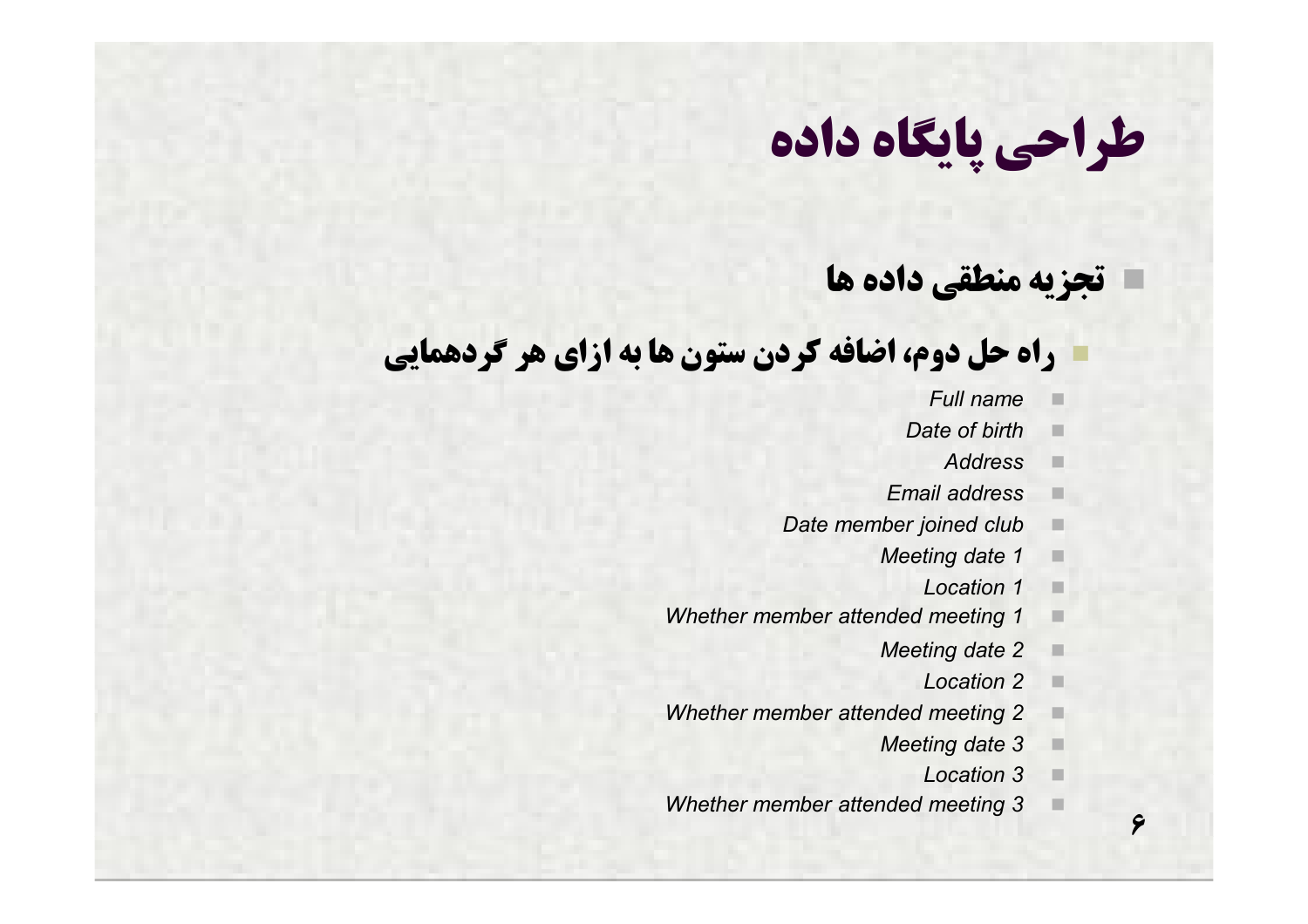# طراحی پایگاه داده

- **تجزیه منطقی داده ها**
  - **راه حل دوم، اضافه کردن ستون ها به ازای هر گردهمایی**
    - *Full name*
    - *Date of birth*
    - *Address*
    - *Email address*
    - *Date member joined club*
    - *Meeting date 1*
    - *Location 1*
    - *Whether member attended meeting 1*
    - *Meeting date 2*
    - *Location 2*
    - *Whether member attended meeting 2*
    - *Meeting date 3*
    - *Location 3*
    - *Whether member attended meeting 3*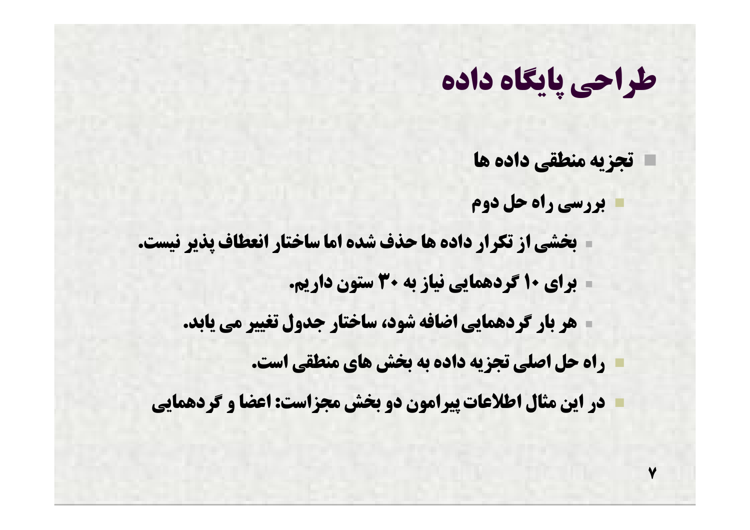# طراحی پایگاه داده

- تجزیه منطقی داده ها
  - بررسی راه حل دوم
    - بخشی از تکرار داده ها حذف شده اما ساختار انعطاف پذیر نیست.
    - برای ۱۰ گردهمایی نیاز به ۳۰ ستون داریم.
    - هر بار گردهمایی اضافه شود، ساختار جدول تغییر می یابد.
  - راه حل اصلی تجزیه داده به بخش های منطقی است.
  - در این مثال اطلاعات پیرامون دو بخش مجزاست: اعضا و گردهمایی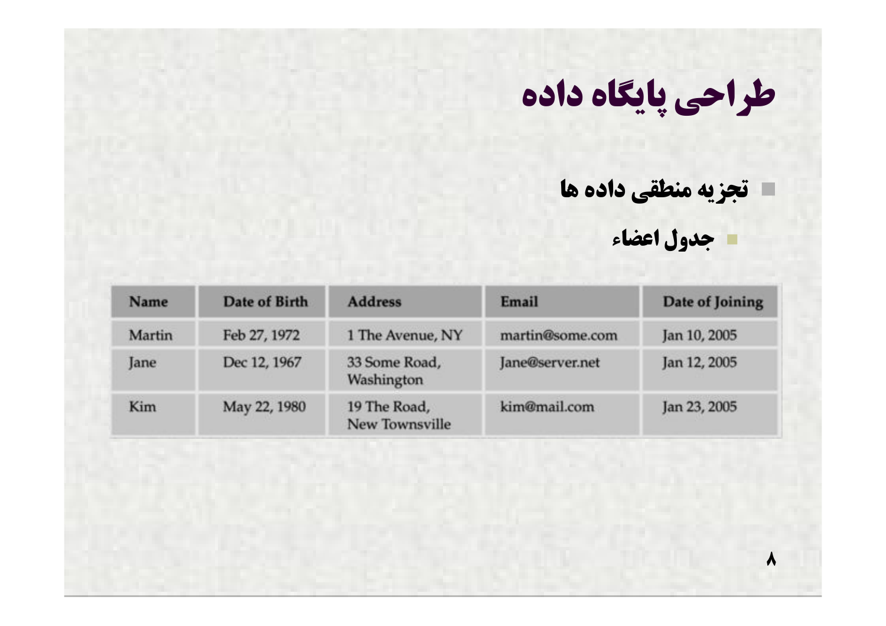# طراحی پایگاه داده

- تجزیه منطقی داده ها
  - جدول اعضاء

| Name | Date of Birth | Address | Email | Date of Joining |
|---|---|---|---|---|
| Martin | Feb 27, 1972 | 1 The Avenue, NY | martin@some.com | Jan 10, 2005 |
| Jane | Dec 12, 1967 | 33 Some Road, Washington | Jane@server.net | Jan 12, 2005 |
| Kim | May 22, 1980 | 19 The Road, New Townsville | kim@mail.com | Jan 23, 2005 |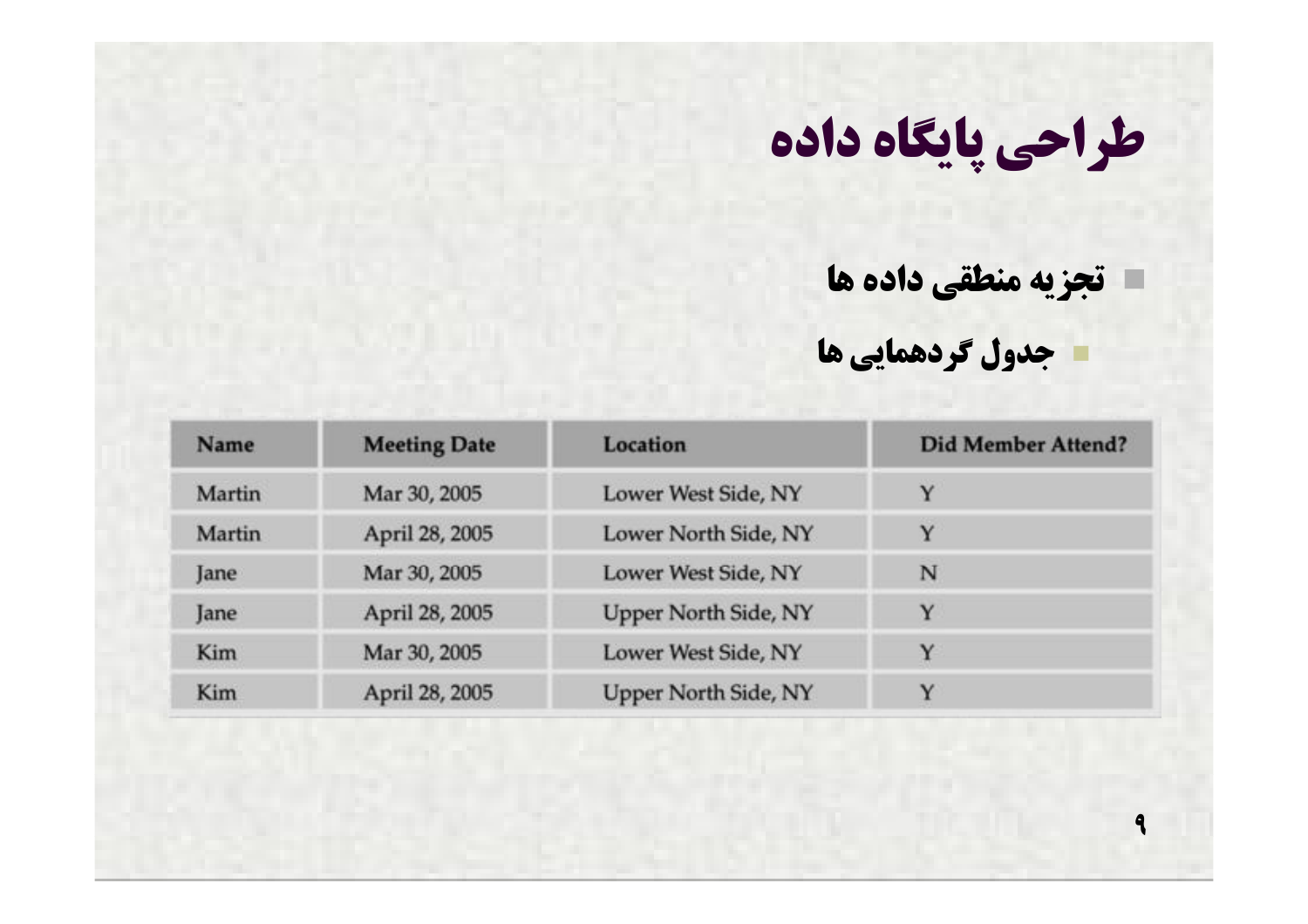# طراحی پایگاه داده

- تجزیه منطقی داده ها
  - جدول گردهمایی ها

| Name | Meeting Date | Location | Did Member Attend? |
|---|---|---|---|
| Martin | Mar 30, 2005 | Lower West Side, NY | Y |
| Martin | April 28, 2005 | Lower North Side, NY | Y |
| Jane | Mar 30, 2005 | Lower West Side, NY | N |
| Jane | April 28, 2005 | Upper North Side, NY | Y |
| Kim | Mar 30, 2005 | Lower West Side, NY | Y |
| Kim | April 28, 2005 | Upper North Side, NY | Y |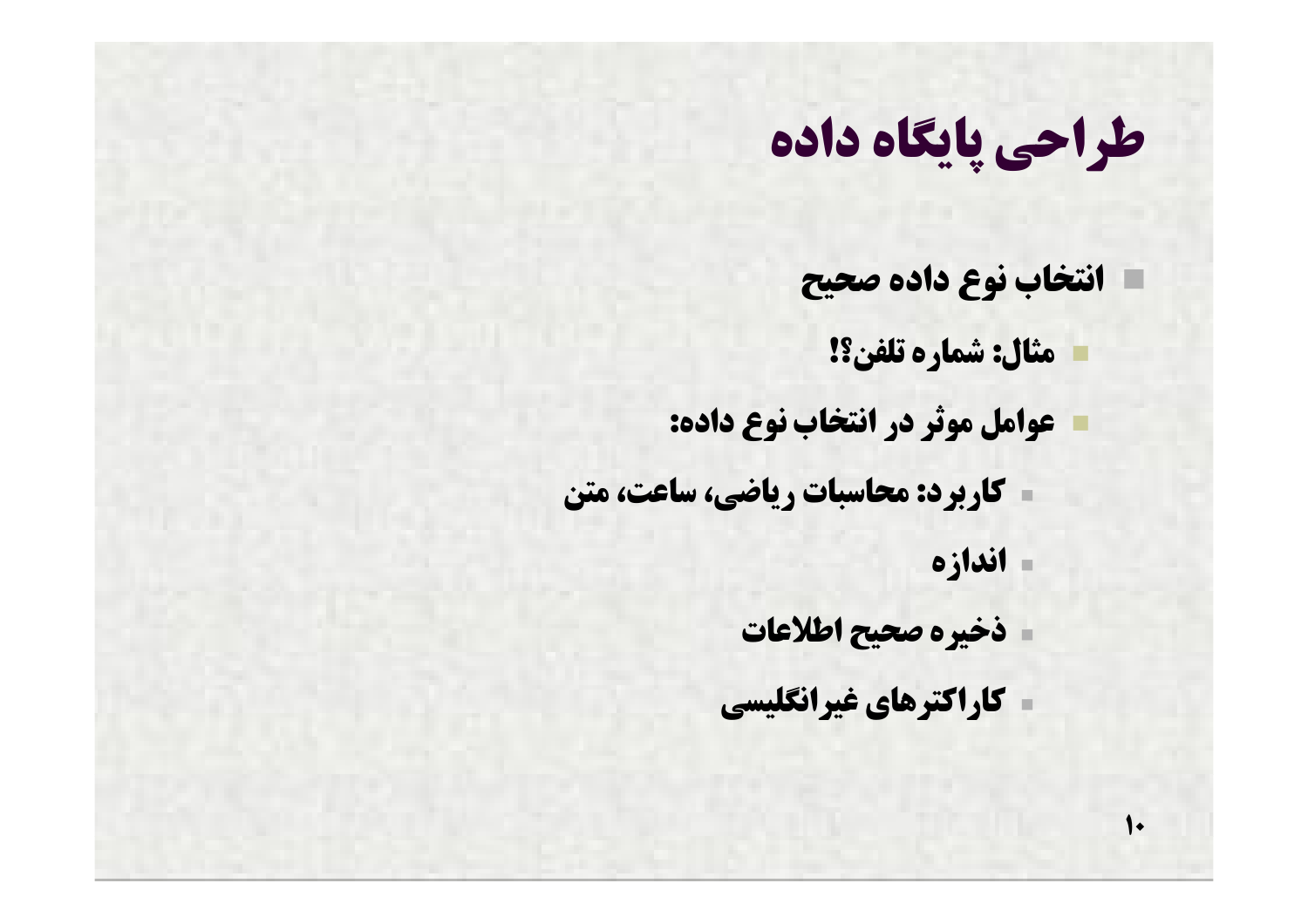# طراحی پایگاه داده

- انتخاب نوع داده صحیح
  - مثال: شماره تلفن؟!
  - عوامل موثر در انتخاب نوع داده:
    - کاربرد: محاسبات ریاضی، ساعت، متن
    - اندازه
    - ذخیره صحیح اطلاعات
    - کاراکترهای غیرانگلیسی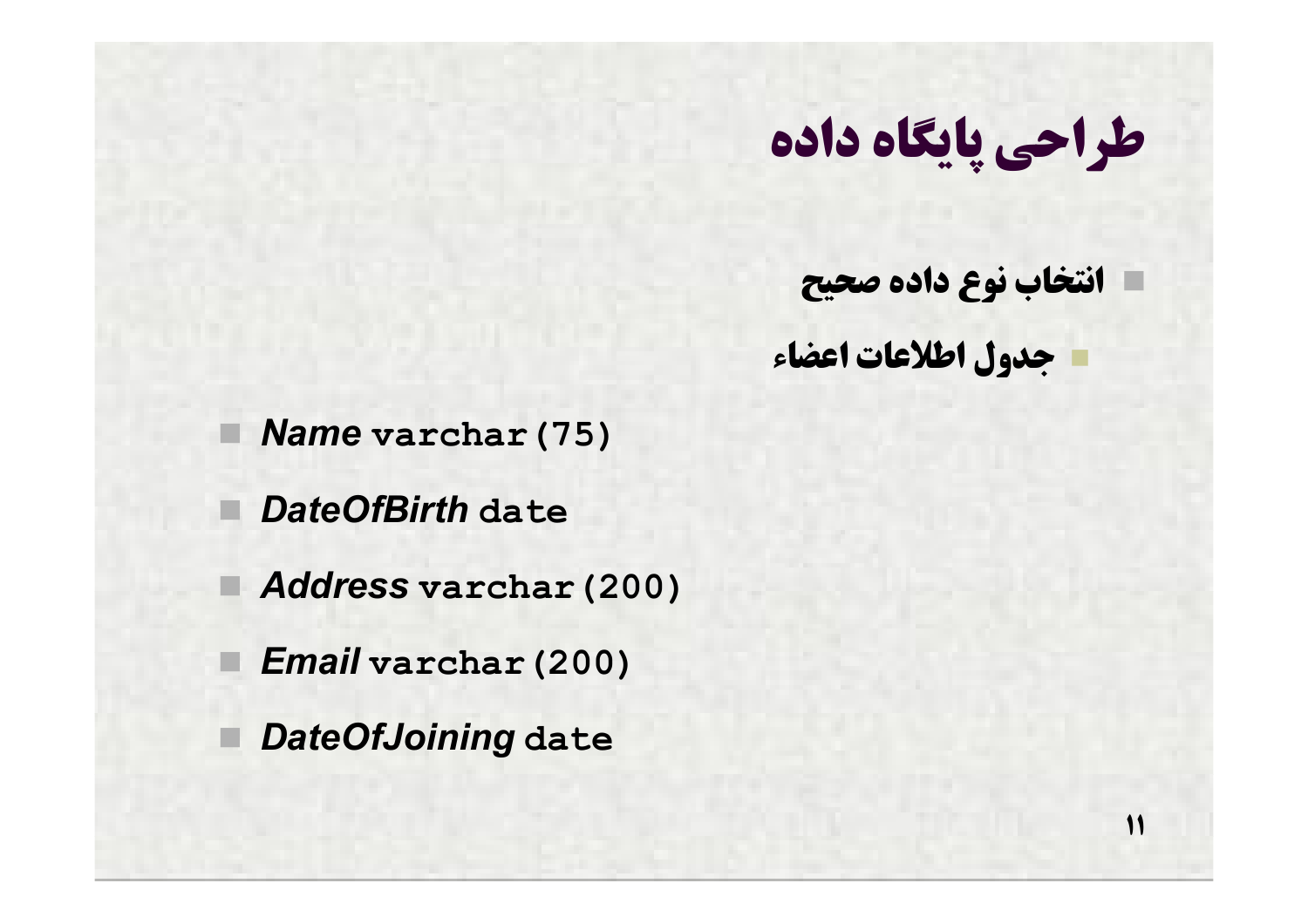# طراحی پایگاه داده

- انتخاب نوع داده صحیح
  - جدول اطلاعات اعضاء

- ***Name*** **`varchar(75)`**
- ***DateOfBirth*** **`date`**
- ***Address*** **`varchar(200)`**
- ***Email*** **`varchar(200)`**
- ***DateOfJoining*** **`date`**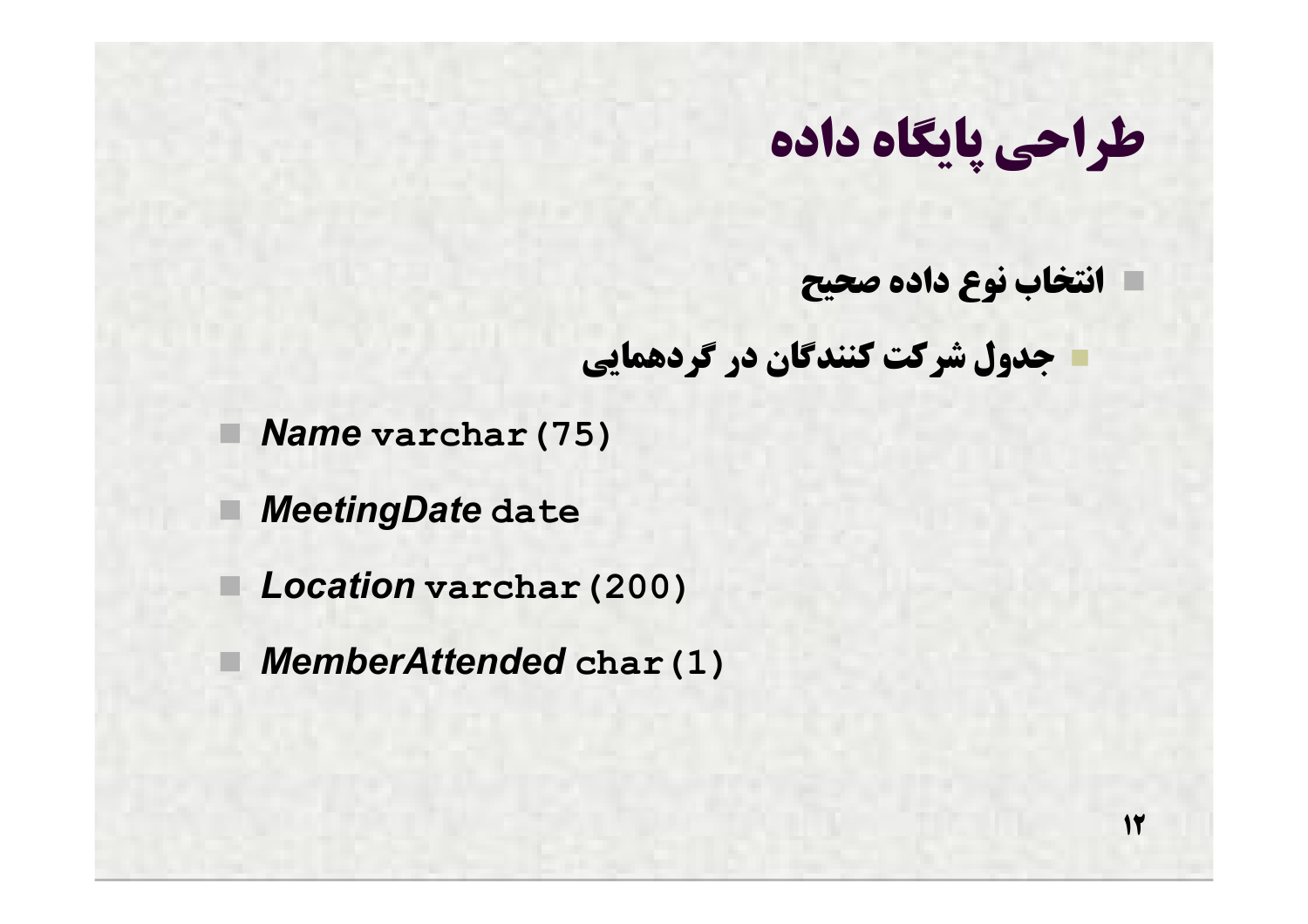# طراحی پایگاه داده

- انتخاب نوع داده صحیح
  - جدول شرکت کنندگان در گردهمایی

- ***Name*** **varchar(75)**
- ***MeetingDate*** **date**
- ***Location*** **varchar(200)**
- ***MemberAttended*** **char(1)**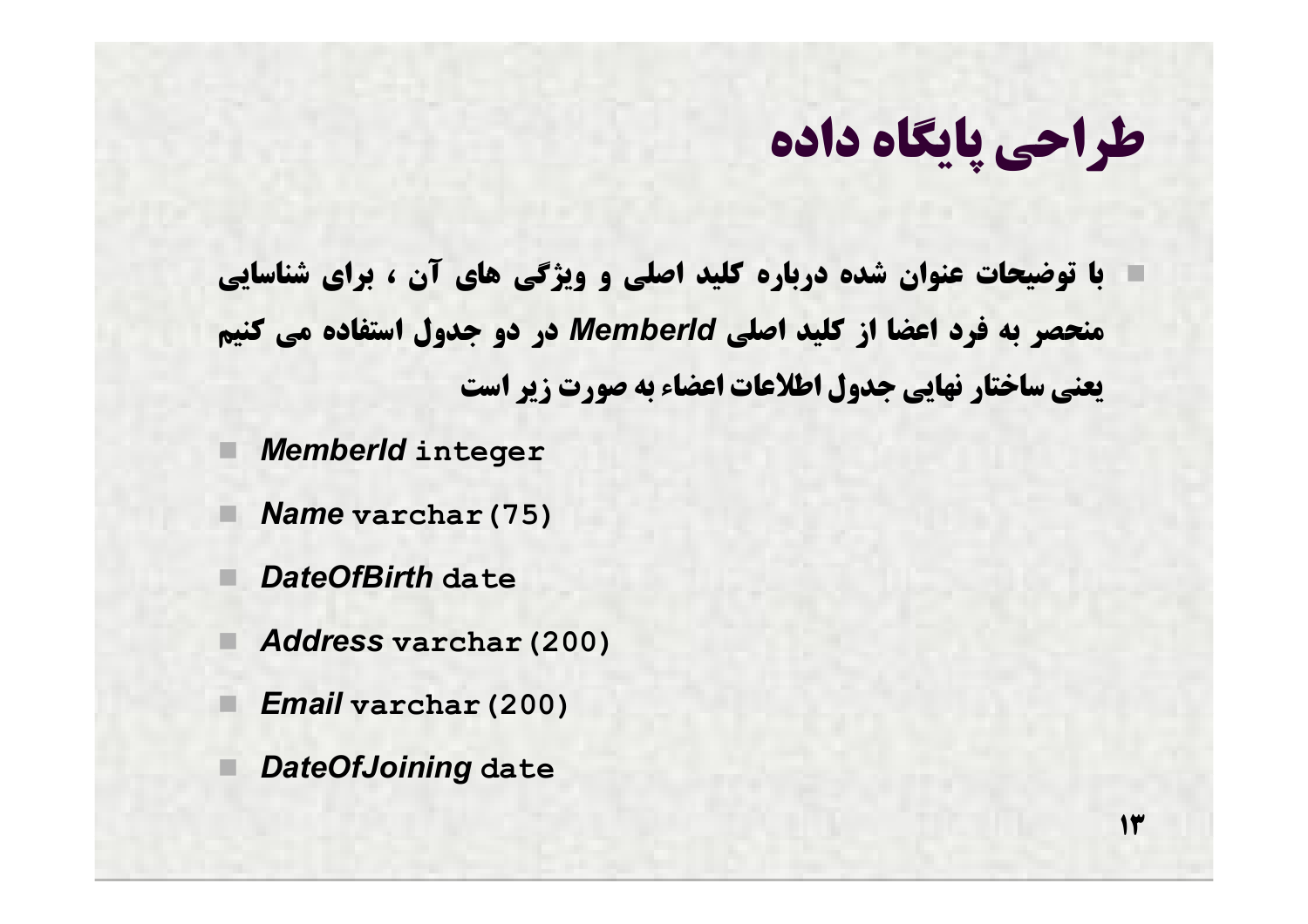# طراحی پایگاه داده

- با توضیحات عنوان شده درباره کلید اصلی و ویژگی های آن ، برای شناسایی منحصر به فرد اعضا از کلید اصلی *MemberId* در دو جدول استفاده می کنیم یعنی ساختار نهایی جدول اطلاعات اعضاء به صورت زیر است

- ***MemberId*** `integer`
- ***Name*** `varchar(75)`
- ***DateOfBirth*** `date`
- ***Address*** `varchar(200)`
- ***Email*** `varchar(200)`
- ***DateOfJoining*** `date`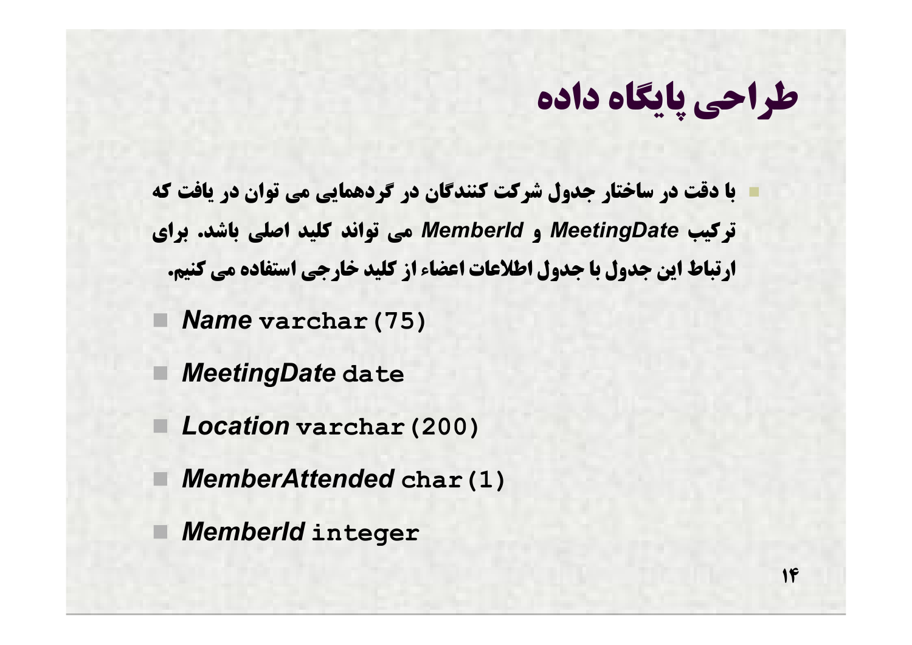# طراحی پایگاه داده

- با دقت در ساختار جدول شرکت کنندگان در گردهمایی می توان در یافت که ترکیب *MeetingDate* و *MemberId* می تواند کلید اصلی باشد. برای ارتباط این جدول با جدول اطلاعات اعضاء از کلید خارجی استفاده می کنیم.

- ***Name*** `varchar(75)`
- ***MeetingDate*** `date`
- ***Location*** `varchar(200)`
- ***MemberAttended*** `char(1)`
- ***MemberId*** `integer`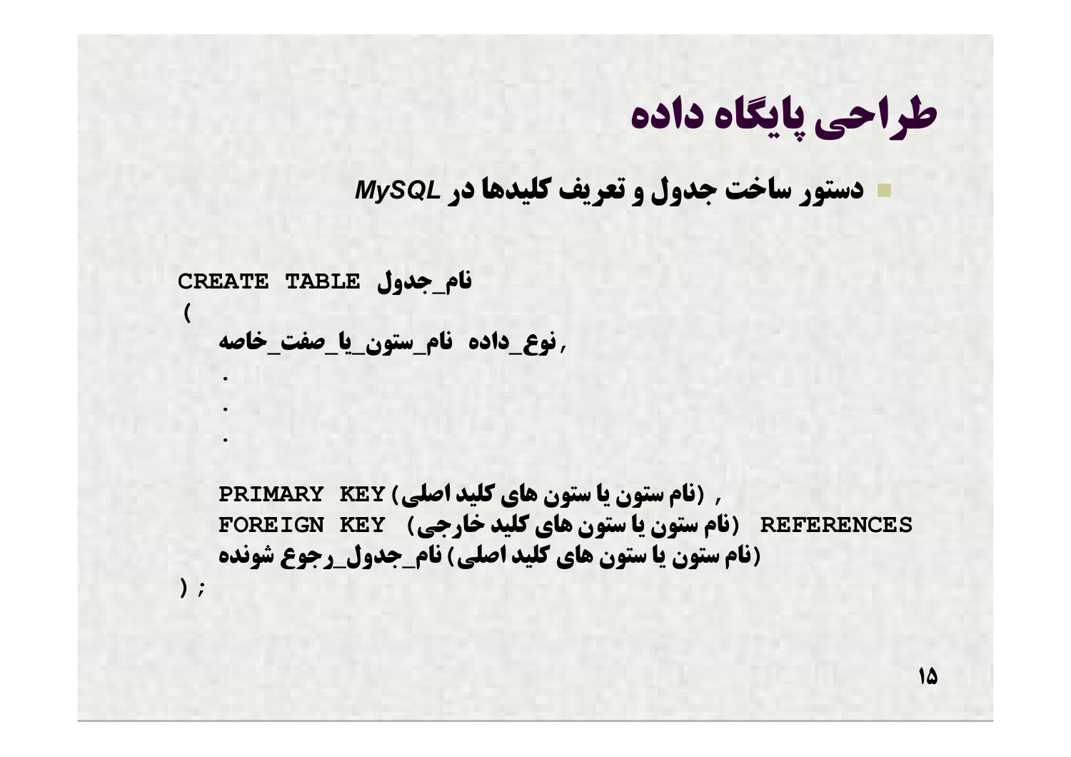# طراحی پایگاه داده

- دستور ساخت جدول و تعریف کلیدها در *MySQL*

```
CREATE TABLE نام_جدول
(
   نام_ستون_یا_صفت_خاصه  نوع_داده ,
   .
   .
   .

   PRIMARY KEY (نام ستون یا ستون های کلید اصلی) ,
   FOREIGN KEY (نام ستون یا ستون های کلید خارجی) REFERENCES
   نام_جدول_رجوع شونده (نام ستون یا ستون های کلید اصلی)
);
```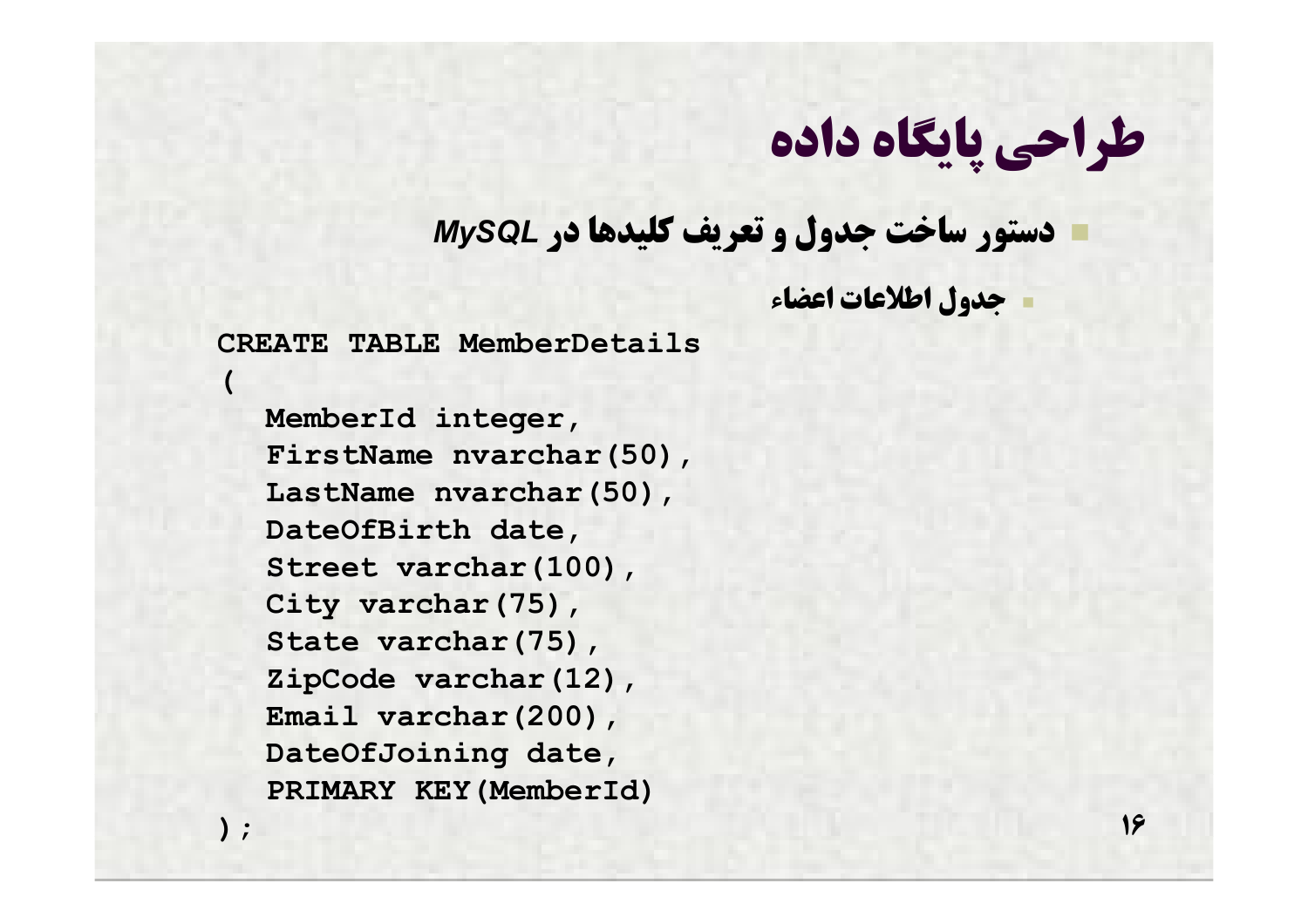# طراحی پایگاه داده

- دستور ساخت جدول و تعریف کلیدها در *MySQL*
  - جدول اطلاعات اعضاء

```
CREATE TABLE MemberDetails
(
   MemberId integer,
   FirstName nvarchar(50),
   LastName nvarchar(50),
   DateOfBirth date,
   Street varchar(100),
   City varchar(75),
   State varchar(75),
   ZipCode varchar(12),
   Email varchar(200),
   DateOfJoining date,
   PRIMARY KEY(MemberId)
);
```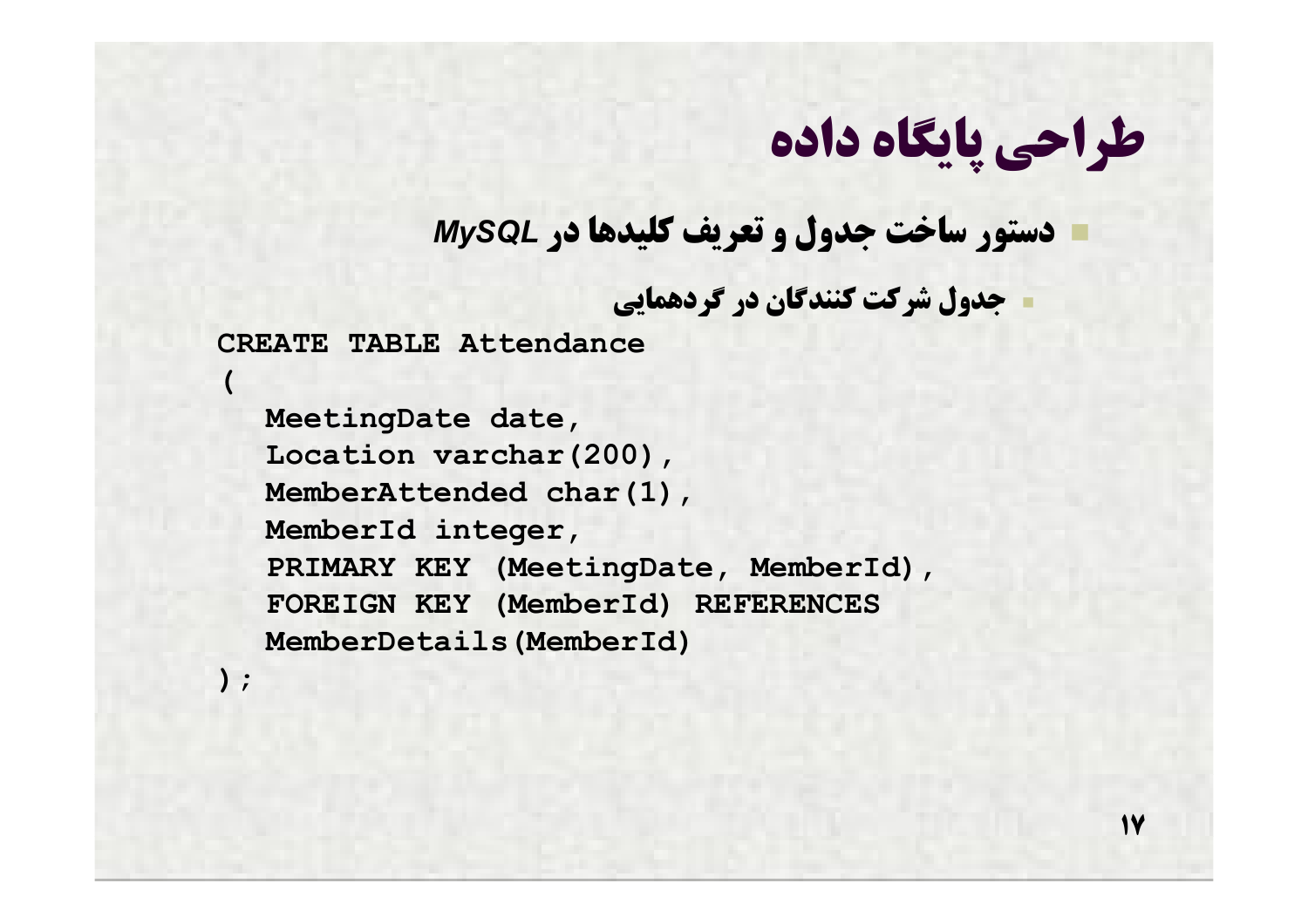# طراحی پایگاه داده

- دستور ساخت جدول و تعریف کلیدها در *MySQL*
  - جدول شرکت کنندگان در گردهمایی

```
CREATE TABLE Attendance
(
   MeetingDate date,
   Location varchar(200),
   MemberAttended char(1),
   MemberId integer,
   PRIMARY KEY (MeetingDate, MemberId),
   FOREIGN KEY (MemberId) REFERENCES
   MemberDetails(MemberId)
);
```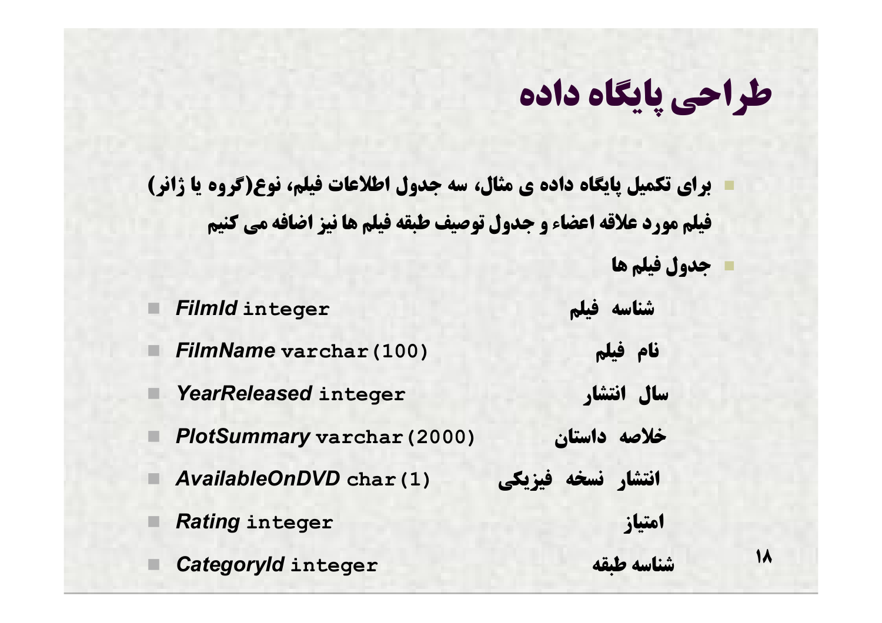# طراحی پایگاه داده

- برای تکمیل پایگاه داده ی مثال، سه جدول اطلاعات فیلم، نوع(گروه یا ژانر) فیلم مورد علاقه اعضاء و جدول توصیف طبقه فیلم ها نیز اضافه می کنیم
- جدول فیلم ها

- *FilmId* `integer` — شناسه فیلم
- *FilmName* `varchar(100)` — نام فیلم
- *YearReleased* `integer` — سال انتشار
- *PlotSummary* `varchar(2000)` — خلاصه داستان
- *AvailableOnDVD* `char(1)` — انتشار نسخه فیزیکی
- *Rating* `integer` — امتیاز
- *CategoryId* `integer` — شناسه طبقه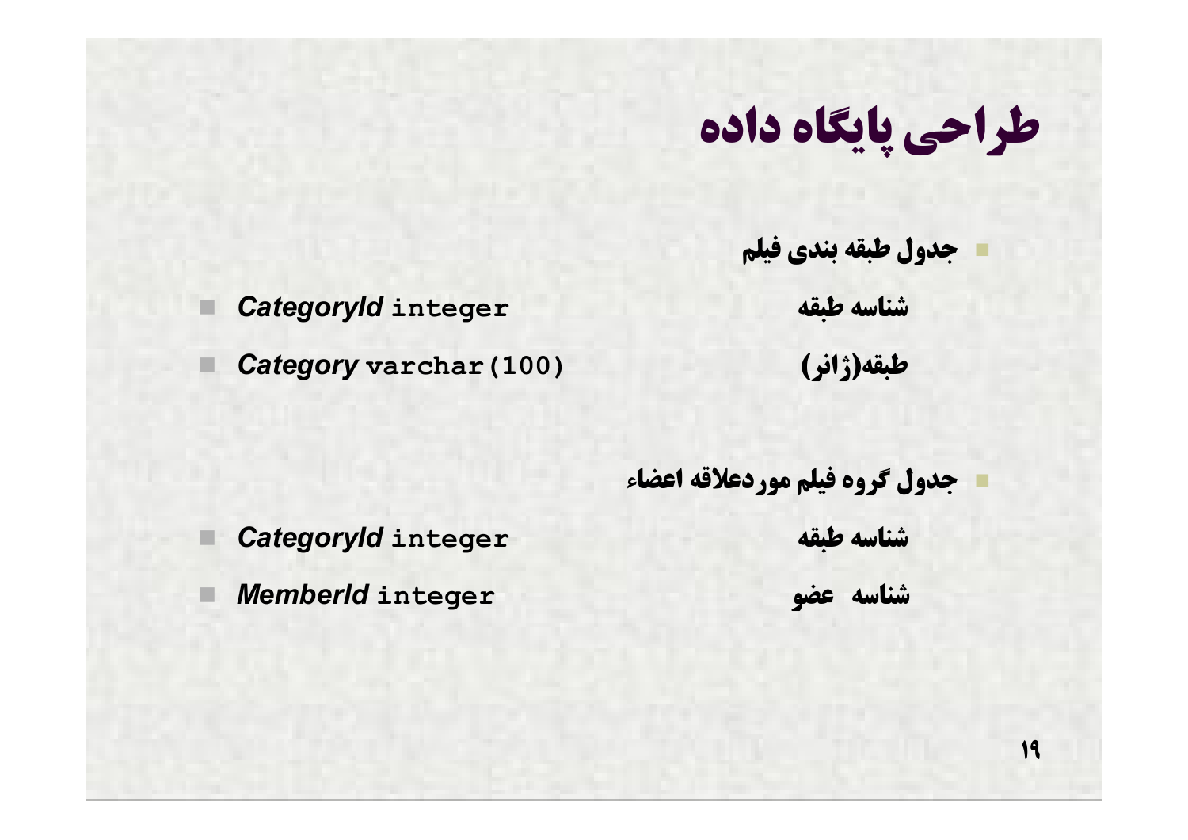# طراحی پایگاه داده

- جدول طبقه بندی فیلم

| | |
|---|---|
| شناسه طبقه | *CategoryId* integer |
| طبقه(ژانر) | *Category* varchar(100) |

- جدول گروه فیلم موردعلاقه اعضاء

| | |
|---|---|
| شناسه طبقه | *CategoryId* integer |
| شناسه عضو | *MemberId* integer |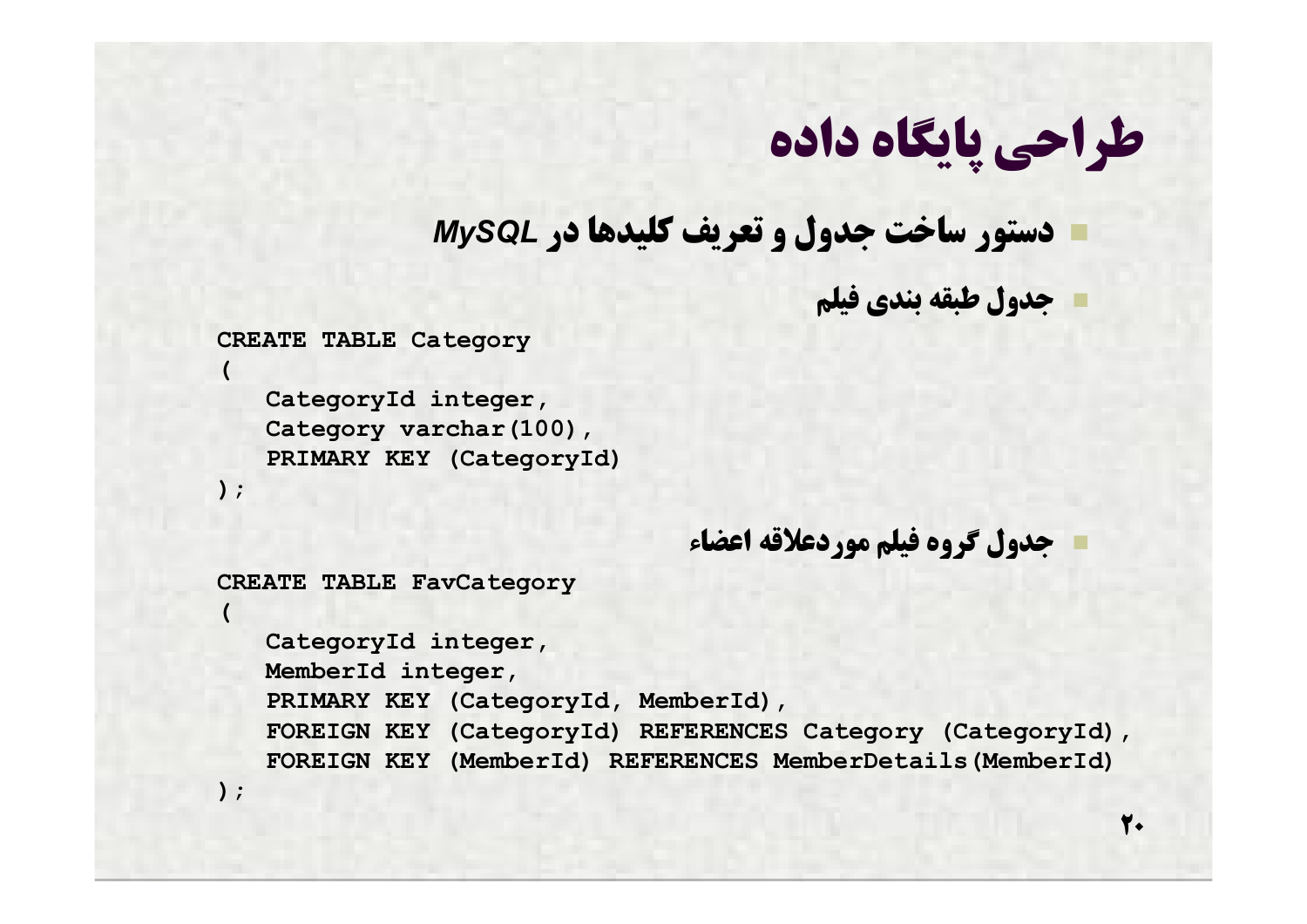# طراحی پایگاه داده

- دستور ساخت جدول و تعریف کلیدها در *MySQL*
  - جدول طبقه بندی فیلم

```
CREATE TABLE Category
(
   CategoryId integer,
   Category varchar(100),
   PRIMARY KEY (CategoryId)
);
```

  - جدول گروه فیلم موردعلاقه اعضاء

```
CREATE TABLE FavCategory
(
   CategoryId integer,
   MemberId integer,
   PRIMARY KEY (CategoryId, MemberId),
   FOREIGN KEY (CategoryId) REFERENCES Category (CategoryId),
   FOREIGN KEY (MemberId) REFERENCES MemberDetails(MemberId)
);
```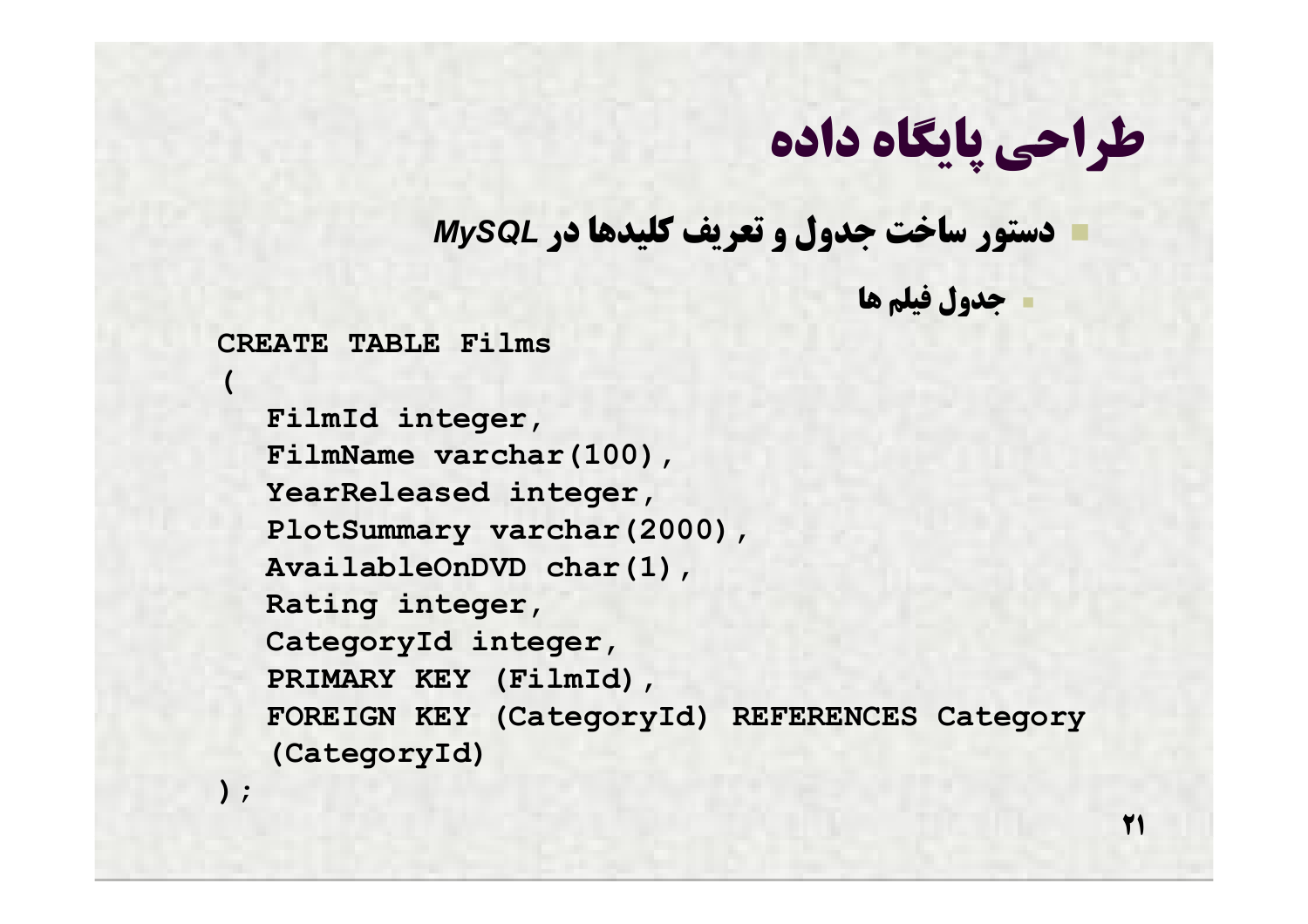# طراحی پایگاه داده

- دستور ساخت جدول و تعریف کلیدها در *MySQL*
  - جدول فیلم ها

```
CREATE TABLE Films
(
   FilmId integer,
   FilmName varchar(100),
   YearReleased integer,
   PlotSummary varchar(2000),
   AvailableOnDVD char(1),
   Rating integer,
   CategoryId integer,
   PRIMARY KEY (FilmId),
   FOREIGN KEY (CategoryId) REFERENCES Category
   (CategoryId)
);
```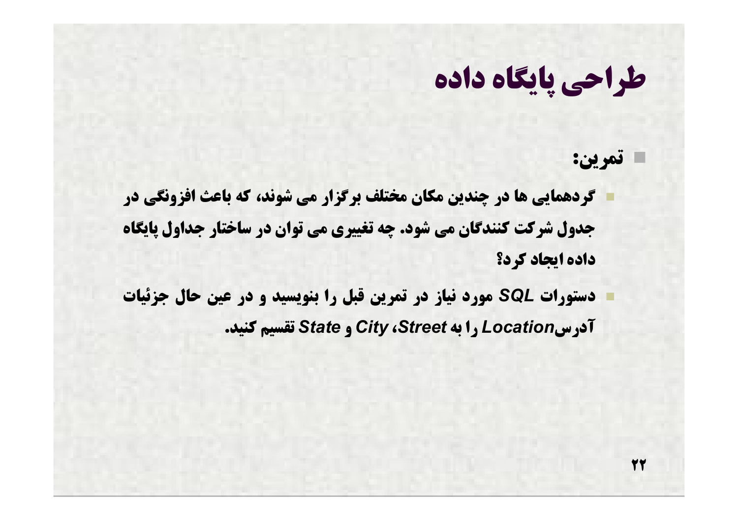# طراحی پایگاه داده

- **تمرین:**
  - گردهمایی ها در چندین مکان مختلف برگزار می شوند، که باعث افزونگی در جدول شرکت کنندگان می شود. چه تغییری می توان در ساختار جداول پایگاه داده ایجاد کرد؟
  - دستورات *SQL* مورد نیاز در تمرین قبل را بنویسید و در عین حال جزئیات آدرس*Location* را به *Street*، *City* و *State* تقسیم کنید.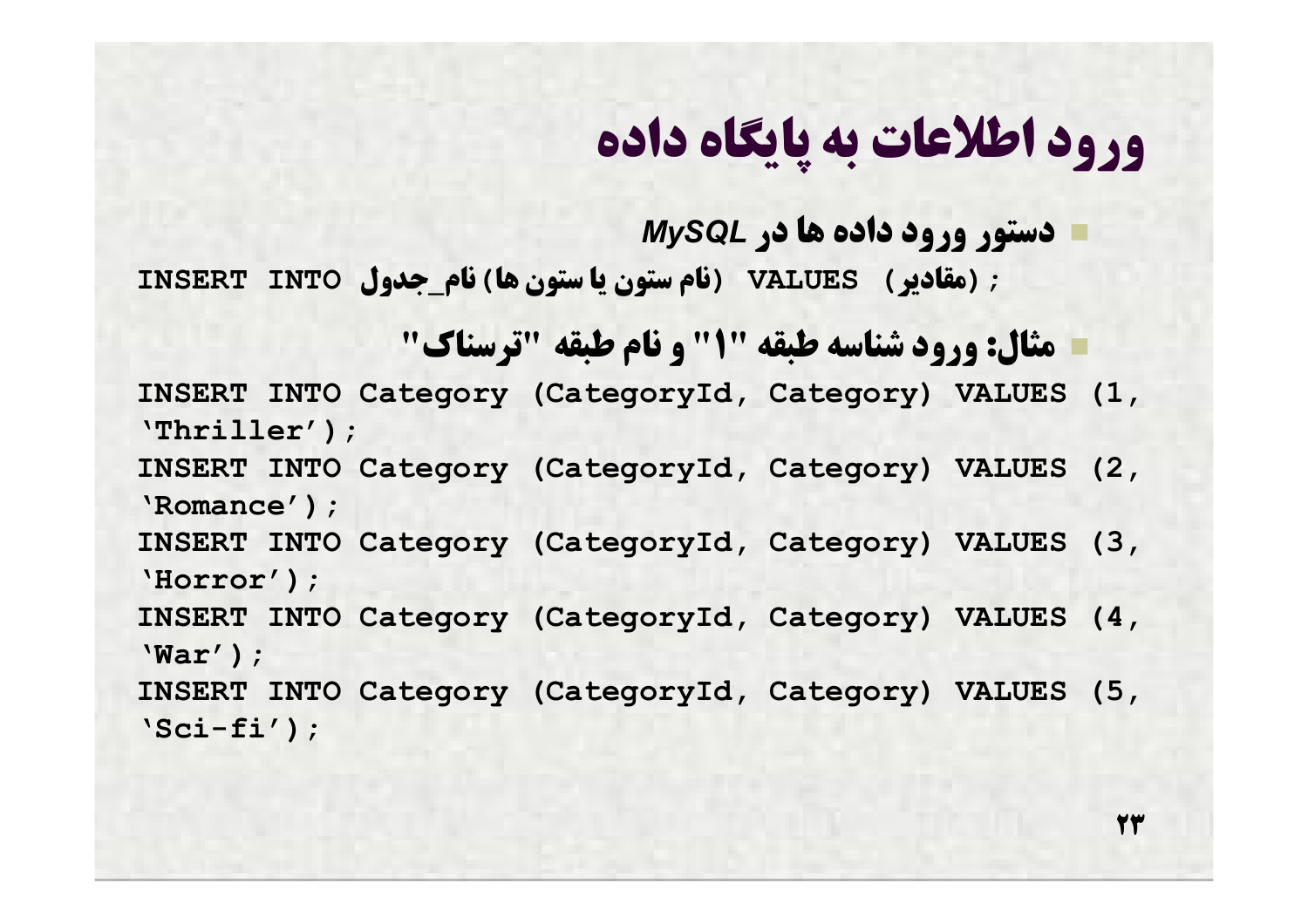# ورود اطلاعات به پایگاه داده

- دستور ورود داده ها در *MySQL*

```
INSERT INTO نام_جدول (نام ستون یا ستون ها) VALUES (مقادیر) ;
```

- مثال: ورود شناسه طبقه "۱" و نام طبقه "ترسناک"

```
INSERT INTO Category (CategoryId, Category) VALUES (1, 'Thriller');
INSERT INTO Category (CategoryId, Category) VALUES (2, 'Romance');
INSERT INTO Category (CategoryId, Category) VALUES (3, 'Horror');
INSERT INTO Category (CategoryId, Category) VALUES (4, 'War');
INSERT INTO Category (CategoryId, Category) VALUES (5, 'Sci-fi');
```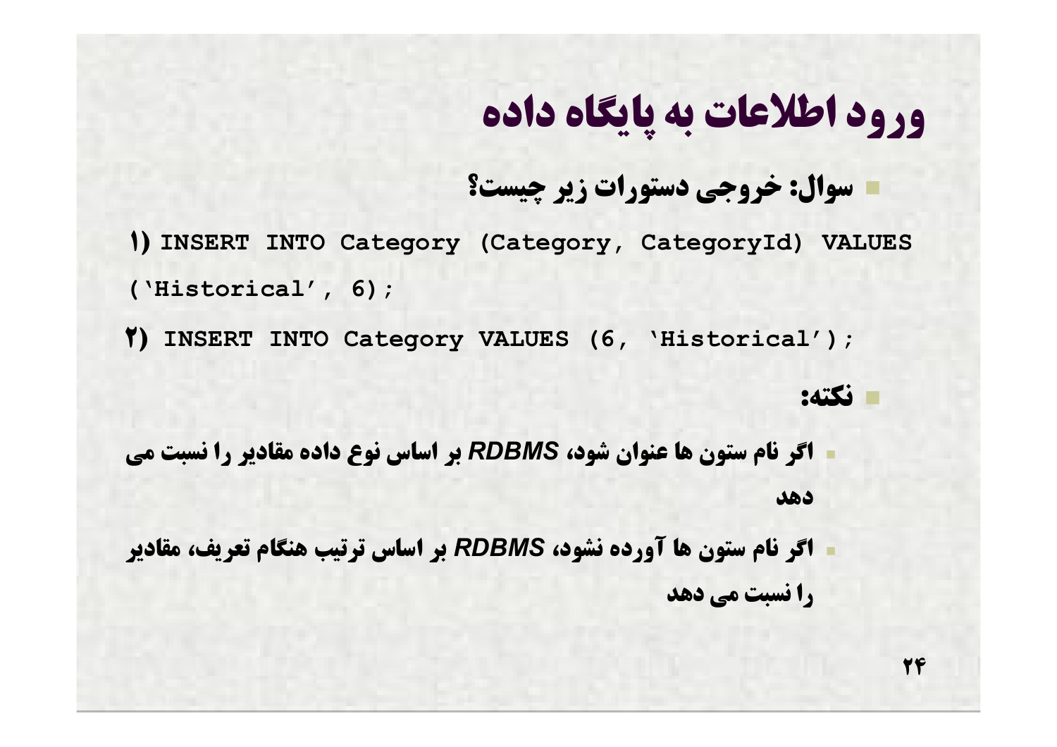# ورود اطلاعات به پایگاه داده

- سوال: خروجی دستورات زیر چیست؟

```
1) INSERT INTO Category (Category, CategoryId) VALUES
('Historical', 6);
```

```
2) INSERT INTO Category VALUES (6, 'Historical');
```

- نکته:
  - اگر نام ستون ها عنوان شود، *RDBMS* بر اساس نوع داده مقادیر را نسبت می دهد
  - اگر نام ستون ها آورده نشود، *RDBMS* بر اساس ترتیب هنگام تعریف، مقادیر را نسبت می دهد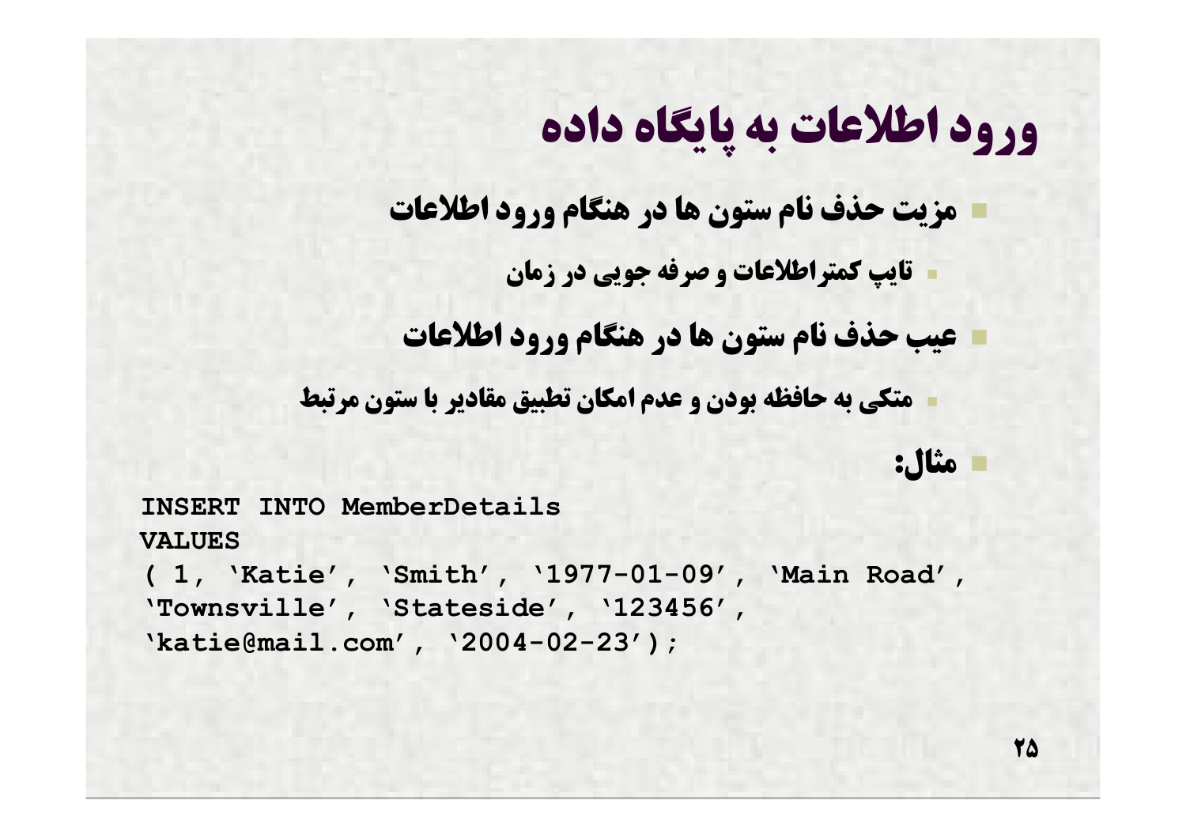# ورود اطلاعات به پایگاه داده

- مزیت حذف نام ستون ها در هنگام ورود اطلاعات
  - تایپ کمتراطلاعات و صرفه جویی در زمان
- عیب حذف نام ستون ها در هنگام ورود اطلاعات
  - متکی به حافظه بودن و عدم امکان تطبیق مقادیر با ستون مرتبط
- مثال:

```
INSERT INTO MemberDetails
VALUES
( 1, 'Katie', 'Smith', '1977-01-09', 'Main Road',
'Townsville', 'Stateside', '123456',
'katie@mail.com', '2004-02-23');
```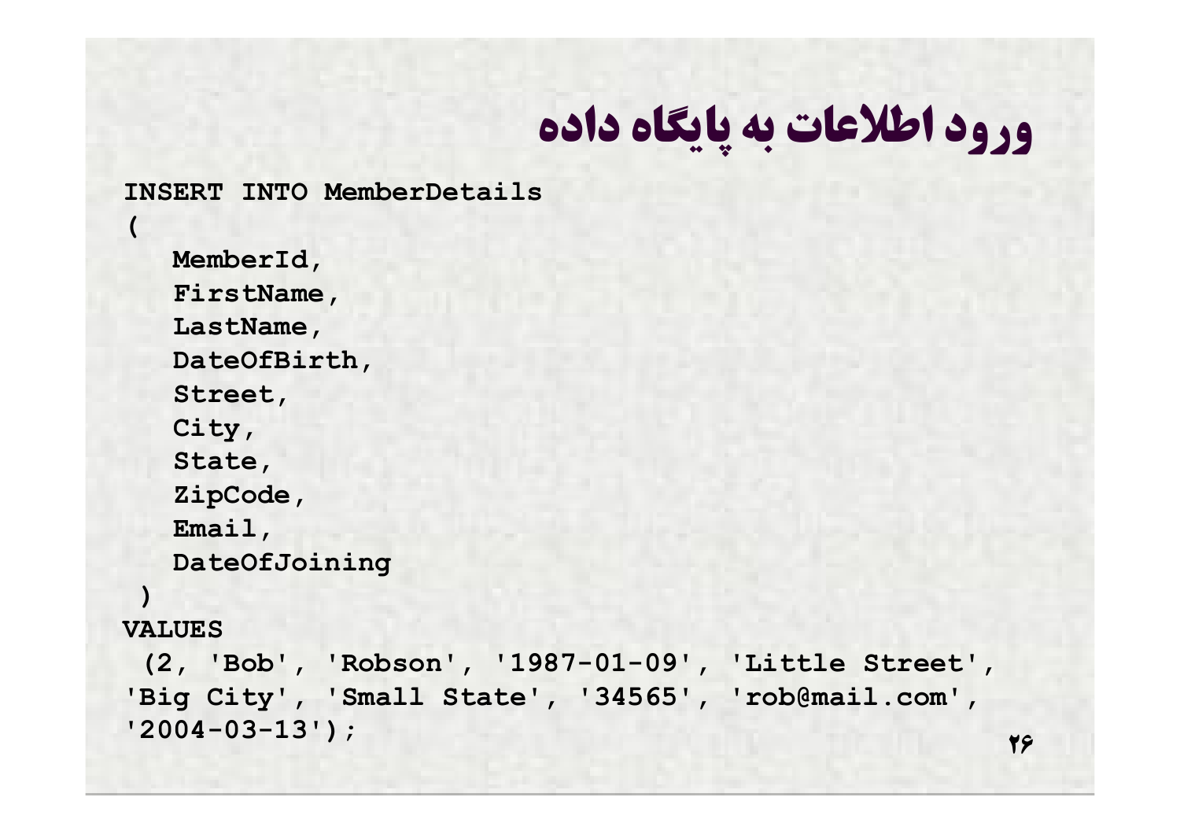# ورود اطلاعات به پایگاه داده

```
INSERT INTO MemberDetails
(
   MemberId,
   FirstName,
   LastName,
   DateOfBirth,
   Street,
   City,
   State,
   ZipCode,
   Email,
   DateOfJoining
 )
VALUES
 (2, 'Bob', 'Robson', '1987-01-09', 'Little Street',
'Big City', 'Small State', '34565', 'rob@mail.com',
'2004-03-13');
```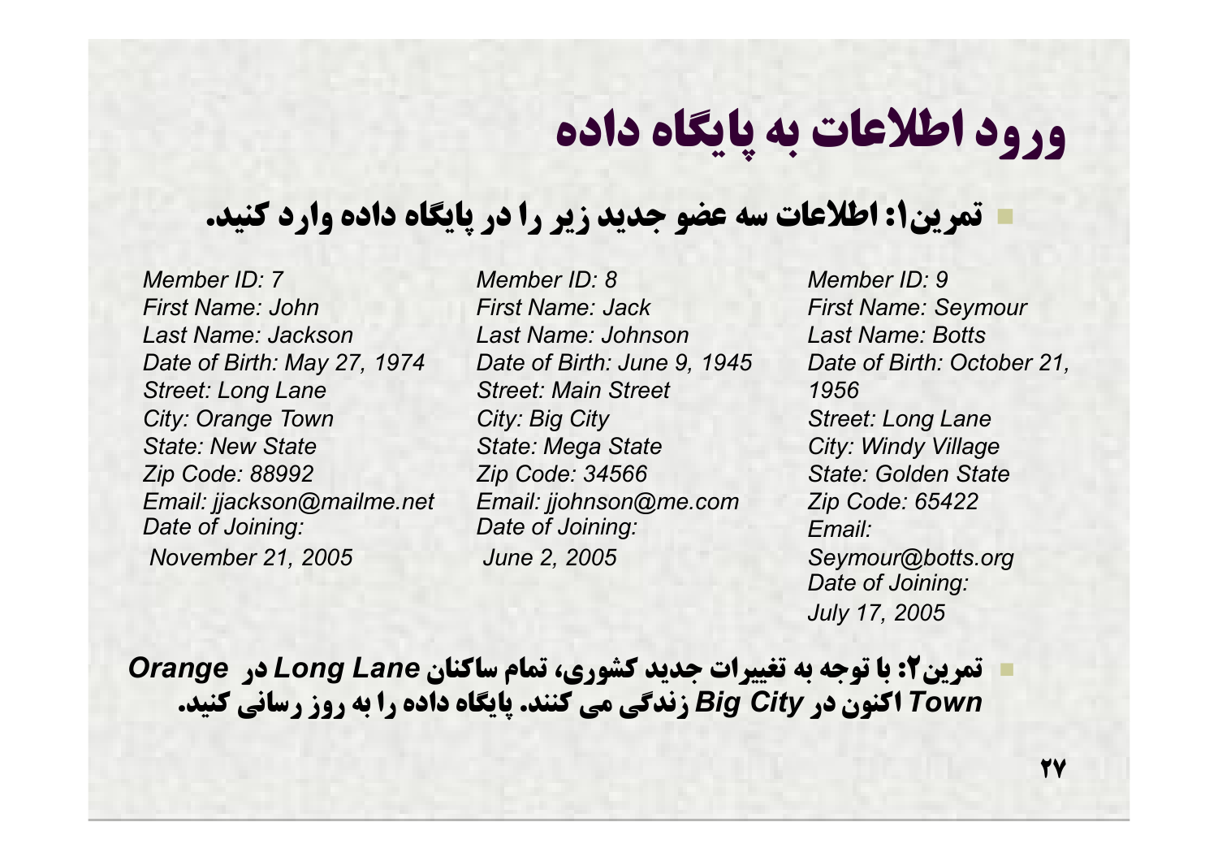# ورود اطلاعات به پایگاه داده

- تمرین۱: اطلاعات سه عضو جدید زیر را در پایگاه داده وارد کنید.

*Member ID: 7*
*First Name: John*
*Last Name: Jackson*
*Date of Birth: May 27, 1974*
*Street: Long Lane*
*City: Orange Town*
*State: New State*
*Zip Code: 88992*
*Email: jjackson@mailme.net*
*Date of Joining:*
*November 21, 2005*

*Member ID: 8*
*First Name: Jack*
*Last Name: Johnson*
*Date of Birth: June 9, 1945*
*Street: Main Street*
*City: Big City*
*State: Mega State*
*Zip Code: 34566*
*Email: jjohnson@me.com*
*Date of Joining:*
*June 2, 2005*

*Member ID: 9*
*First Name: Seymour*
*Last Name: Botts*
*Date of Birth: October 21, 1956*
*Street: Long Lane*
*City: Windy Village*
*State: Golden State*
*Zip Code: 65422*
*Email:*
*Seymour@botts.org*
*Date of Joining:*
*July 17, 2005*

- تمرین۲: با توجه به تغییرات جدید کشوری، تمام ساکنان ***Long Lane*** در ***Orange Town*** اکنون در ***Big City*** زندگی می کنند. پایگاه داده را به روز رسانی کنید.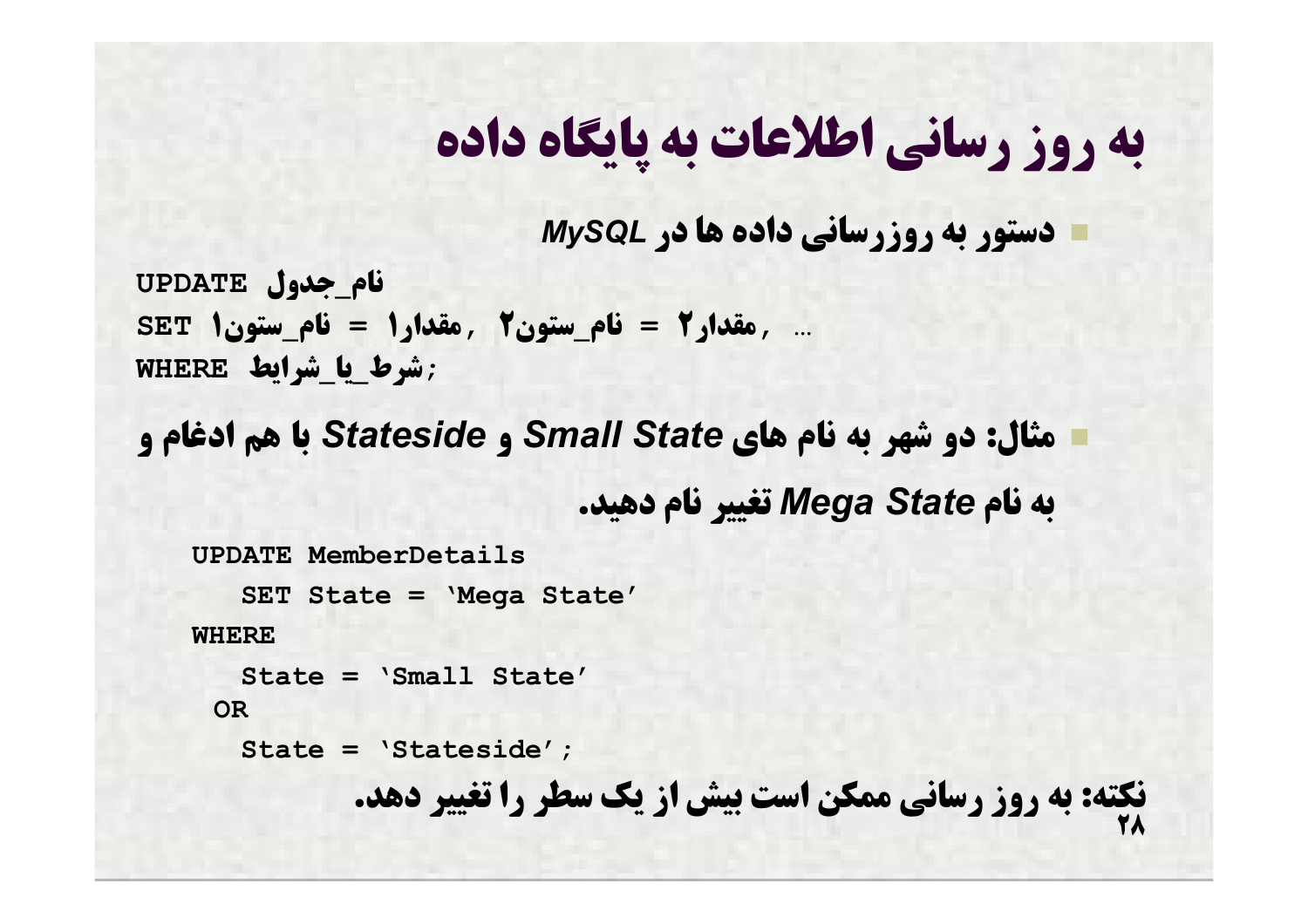# به روز رسانی اطلاعات به پایگاه داده

- دستور به روزرسانی داده ها در *MySQL*

```
UPDATE نام_جدول
SET نام_ستون۱ = مقدار۱, نام_ستون۲ = مقدار۲, …
WHERE شرط_یا_شرایط;
```

- مثال: دو شهر به نام های *Small State* و *Stateside* با هم ادغام و به نام *Mega State* تغییر نام دهید.

```
UPDATE MemberDetails
   SET State = 'Mega State'
WHERE
   State = 'Small State'
 OR
   State = 'Stateside';
```

نکته: به روز رسانی ممکن است بیش از یک سطر را تغییر دهد.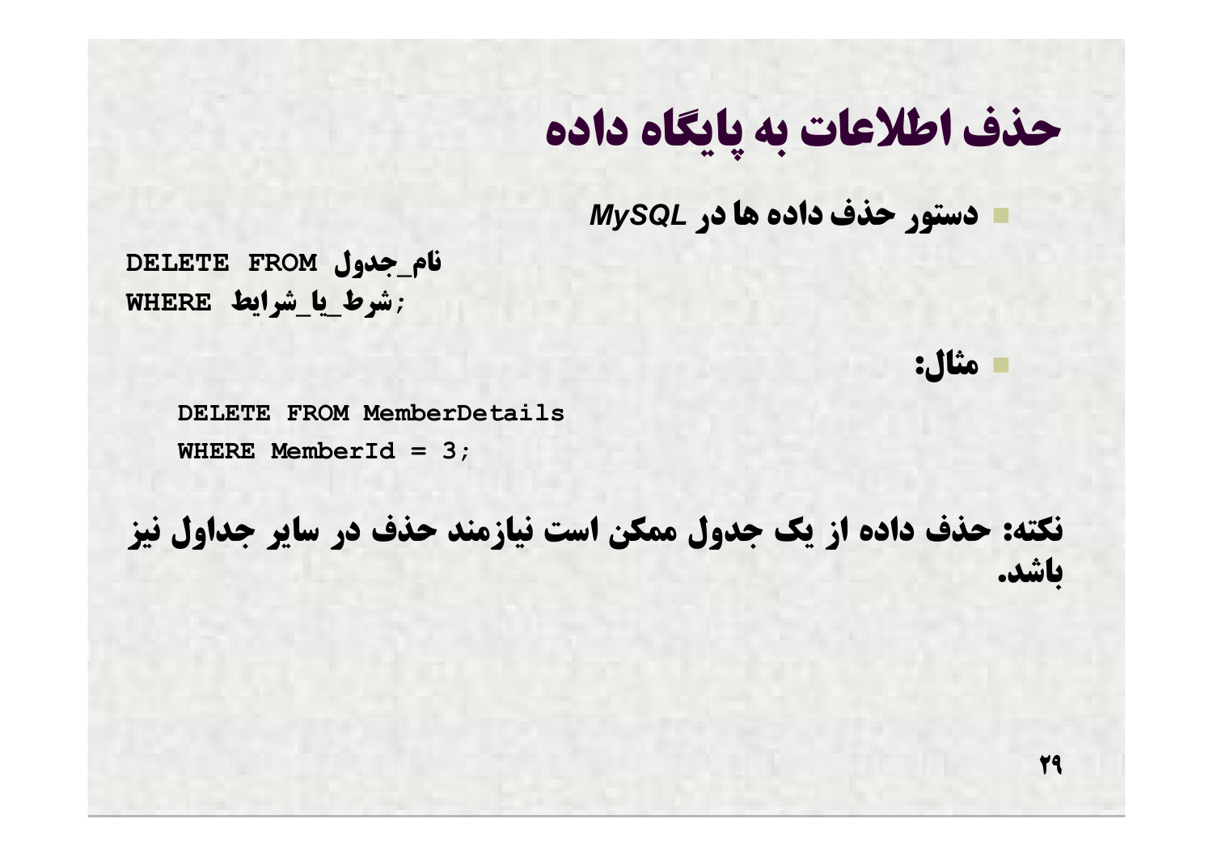# حذف اطلاعات به پایگاه داده

- دستور حذف داده ها در *MySQL*

```
DELETE FROM نام_جدول
WHERE شرط_یا_شرایط;
```

- مثال:

```
DELETE FROM MemberDetails
WHERE MemberId = 3;
```

**نکته: حذف داده از یک جدول ممکن است نیازمند حذف در سایر جداول نیز باشد.**